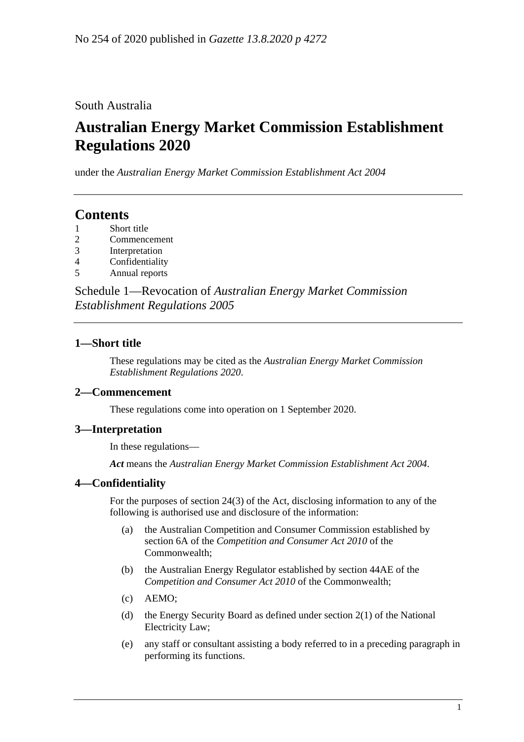No 254 of 2020 published in *Gazette 13.8.2020 p 4272*

South Australia

# Australian Energy Market Commission Establishment Regulations 2020

under the *Australian Energy Market Commission Establishment Act 2004*

## Contents

1 Short title
2 Commencement
3 Interpretation
4 Confidentiality
5 Annual reports

Schedule 1—Revocation of *Australian Energy Market Commission Establishment Regulations 2005*

### 1—Short title

These regulations may be cited as the *Australian Energy Market Commission Establishment Regulations 2020*.

### 2—Commencement

These regulations come into operation on 1 September 2020.

### 3—Interpretation

In these regulations—

***Act*** means the *Australian Energy Market Commission Establishment Act 2004*.

### 4—Confidentiality

For the purposes of section 24(3) of the Act, disclosing information to any of the following is authorised use and disclosure of the information:

(a) the Australian Competition and Consumer Commission established by section 6A of the *Competition and Consumer Act 2010* of the Commonwealth;

(b) the Australian Energy Regulator established by section 44AE of the *Competition and Consumer Act 2010* of the Commonwealth;

(c) AEMO;

(d) the Energy Security Board as defined under section 2(1) of the National Electricity Law;

(e) any staff or consultant assisting a body referred to in a preceding paragraph in performing its functions.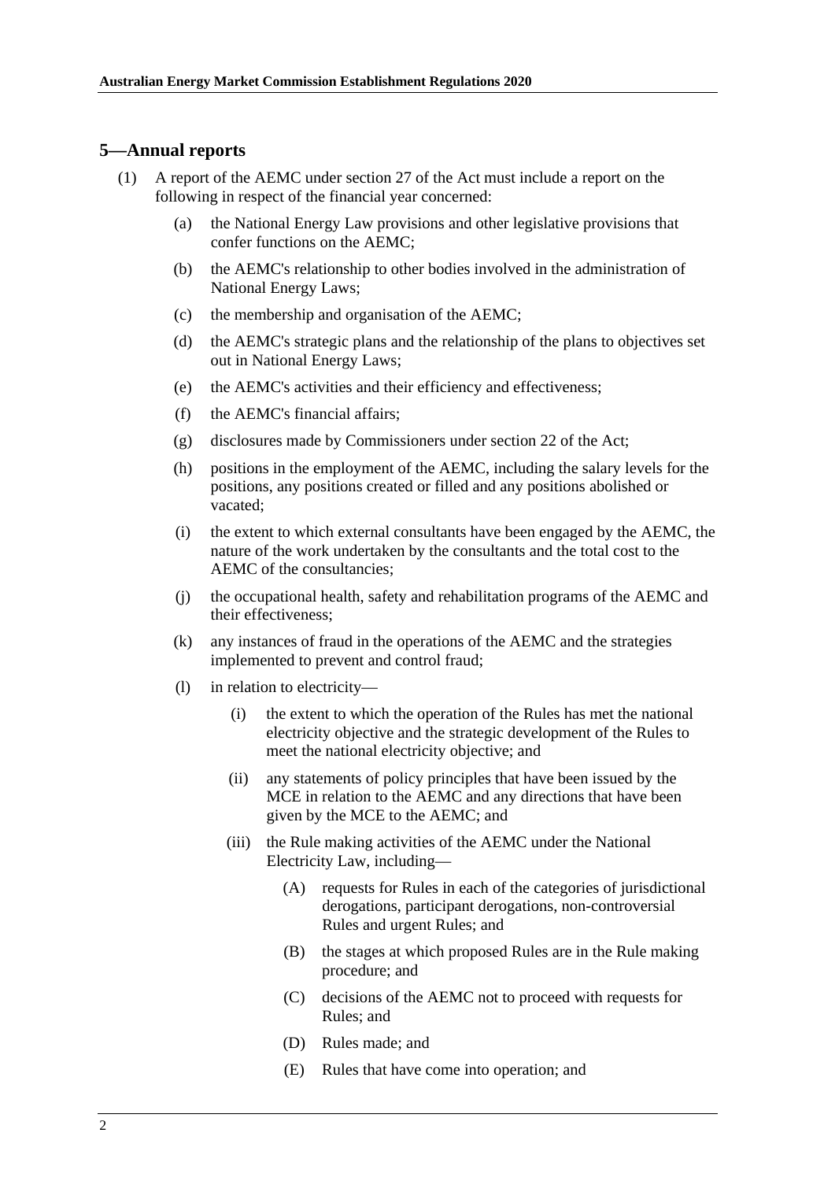## 5—Annual reports

(1) A report of the AEMC under section 27 of the Act must include a report on the following in respect of the financial year concerned:

(a) the National Energy Law provisions and other legislative provisions that confer functions on the AEMC;

(b) the AEMC's relationship to other bodies involved in the administration of National Energy Laws;

(c) the membership and organisation of the AEMC;

(d) the AEMC's strategic plans and the relationship of the plans to objectives set out in National Energy Laws;

(e) the AEMC's activities and their efficiency and effectiveness;

(f) the AEMC's financial affairs;

(g) disclosures made by Commissioners under section 22 of the Act;

(h) positions in the employment of the AEMC, including the salary levels for the positions, any positions created or filled and any positions abolished or vacated;

(i) the extent to which external consultants have been engaged by the AEMC, the nature of the work undertaken by the consultants and the total cost to the AEMC of the consultancies;

(j) the occupational health, safety and rehabilitation programs of the AEMC and their effectiveness;

(k) any instances of fraud in the operations of the AEMC and the strategies implemented to prevent and control fraud;

(l) in relation to electricity—

(i) the extent to which the operation of the Rules has met the national electricity objective and the strategic development of the Rules to meet the national electricity objective; and

(ii) any statements of policy principles that have been issued by the MCE in relation to the AEMC and any directions that have been given by the MCE to the AEMC; and

(iii) the Rule making activities of the AEMC under the National Electricity Law, including—

(A) requests for Rules in each of the categories of jurisdictional derogations, participant derogations, non-controversial Rules and urgent Rules; and

(B) the stages at which proposed Rules are in the Rule making procedure; and

(C) decisions of the AEMC not to proceed with requests for Rules; and

(D) Rules made; and

(E) Rules that have come into operation; and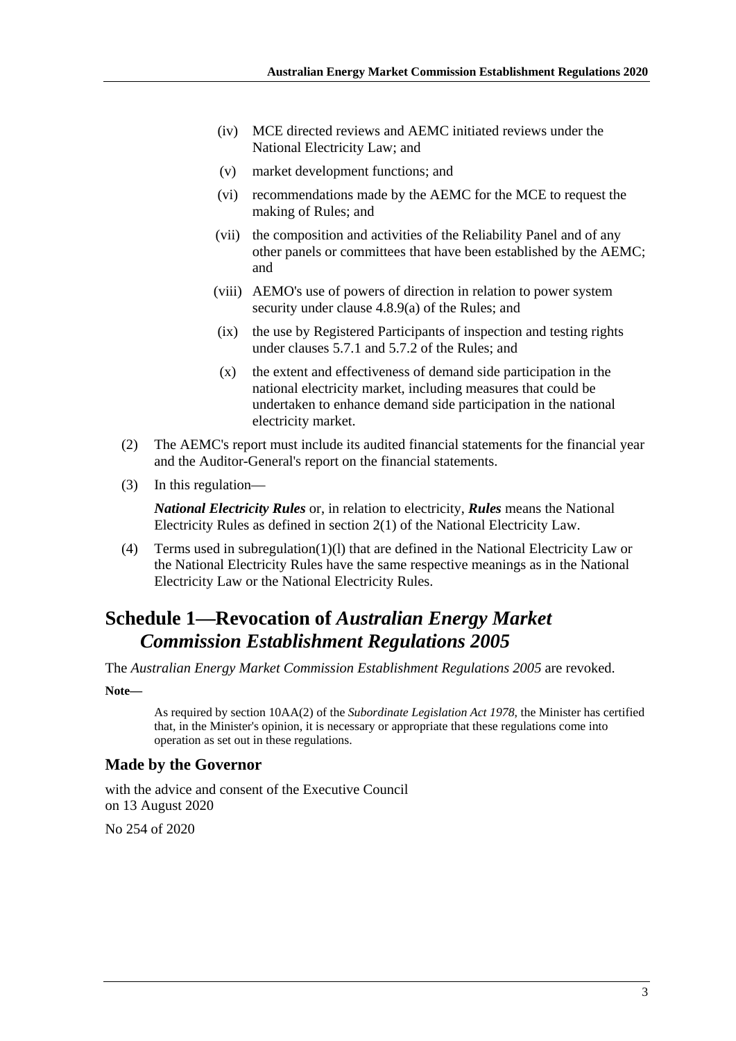(iv) MCE directed reviews and AEMC initiated reviews under the National Electricity Law; and

(v) market development functions; and

(vi) recommendations made by the AEMC for the MCE to request the making of Rules; and

(vii) the composition and activities of the Reliability Panel and of any other panels or committees that have been established by the AEMC; and

(viii) AEMO's use of powers of direction in relation to power system security under clause 4.8.9(a) of the Rules; and

(ix) the use by Registered Participants of inspection and testing rights under clauses 5.7.1 and 5.7.2 of the Rules; and

(x) the extent and effectiveness of demand side participation in the national electricity market, including measures that could be undertaken to enhance demand side participation in the national electricity market.

(2) The AEMC's report must include its audited financial statements for the financial year and the Auditor-General's report on the financial statements.

(3) In this regulation—

***National Electricity Rules*** or, in relation to electricity, ***Rules*** means the National Electricity Rules as defined in section 2(1) of the National Electricity Law.

(4) Terms used in subregulation(1)(l) that are defined in the National Electricity Law or the National Electricity Rules have the same respective meanings as in the National Electricity Law or the National Electricity Rules.

## Schedule 1—Revocation of *Australian Energy Market Commission Establishment Regulations 2005*

The *Australian Energy Market Commission Establishment Regulations 2005* are revoked.

**Note—**

As required by section 10AA(2) of the *Subordinate Legislation Act 1978*, the Minister has certified that, in the Minister's opinion, it is necessary or appropriate that these regulations come into operation as set out in these regulations.

### Made by the Governor

with the advice and consent of the Executive Council
on 13 August 2020

No 254 of 2020